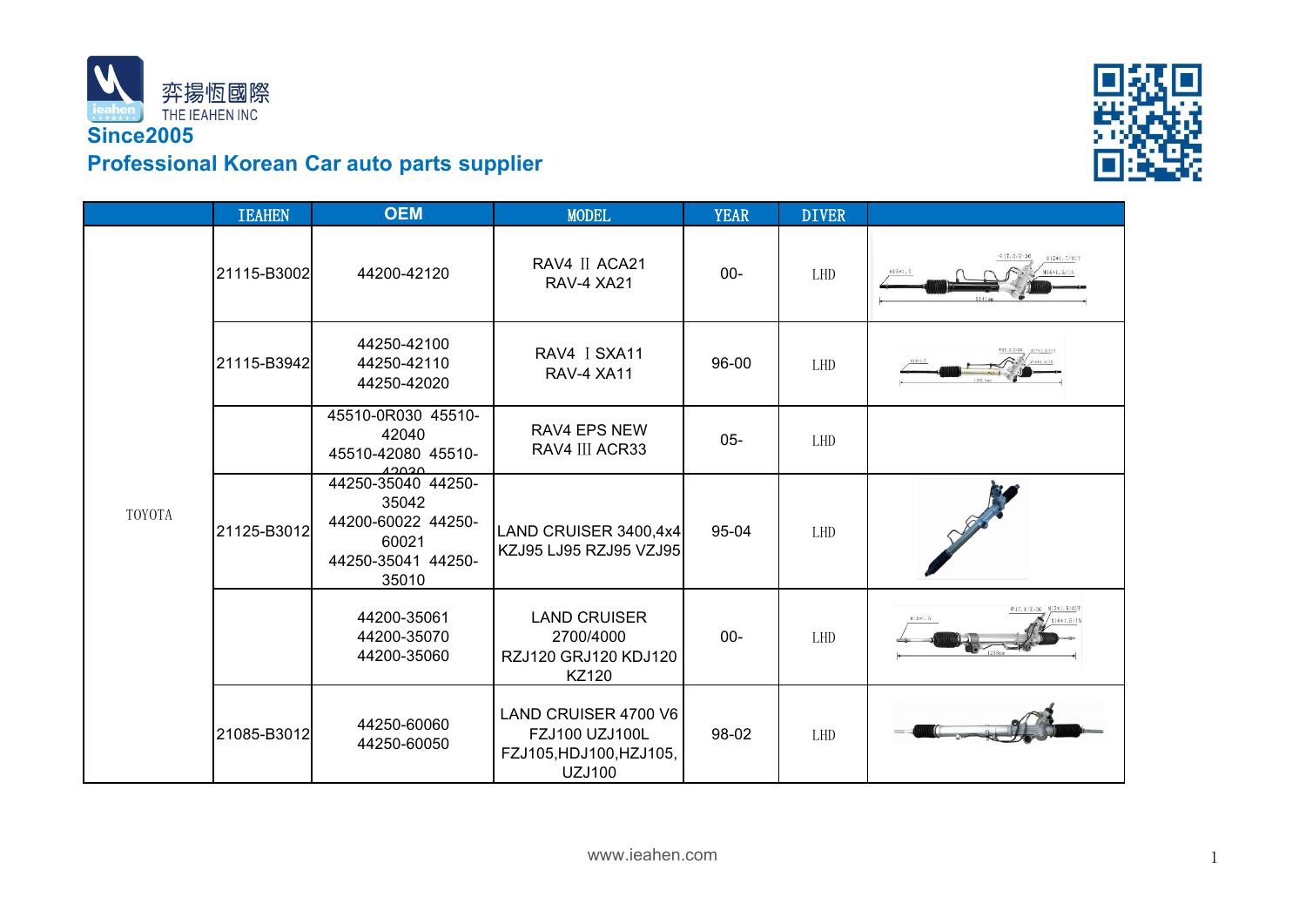弈揚恆國際
THE IEAHEN INC

**Since2005**

**Professional Korean Car auto parts supplier**

| | IEAHEN | OEM | MODEL | YEAR | DIVER | |
|---|---|---|---|---|---|---|
| TOYOTA | 21115-B3002 | 44200-42120 | RAV4 Ⅱ ACA21<br>RAV-4 XA21 | 00- | LHD | |
| | 21115-B3942 | 44250-42100<br>44250-42110<br>44250-42020 | RAV4 Ⅰ SXA11<br>RAV-4 XA11 | 96-00 | LHD | |
| | | 45510-0R030 45510-42040<br>45510-42080 45510-42030 | RAV4 EPS NEW<br>RAV4 Ⅲ ACR33 | 05- | LHD | |
| | 21125-B3012 | 44250-35040 44250-35042<br>44200-60022 44250-60021<br>44250-35041 44250-35010 | LAND CRUISER 3400,4x4<br>KZJ95 LJ95 RZJ95 VZJ95 | 95-04 | LHD | |
| | | 44200-35061<br>44200-35070<br>44200-35060 | LAND CRUISER 2700/4000<br>RZJ120 GRJ120 KDJ120 KZ120 | 00- | LHD | |
| | 21085-B3012 | 44250-60060<br>44250-60050 | LAND CRUISER 4700 V6<br>FZJ100 UZJ100L<br>FZJ105,HDJ100,HZJ105,<br>UZJ100 | 98-02 | LHD | |

www.ieahen.com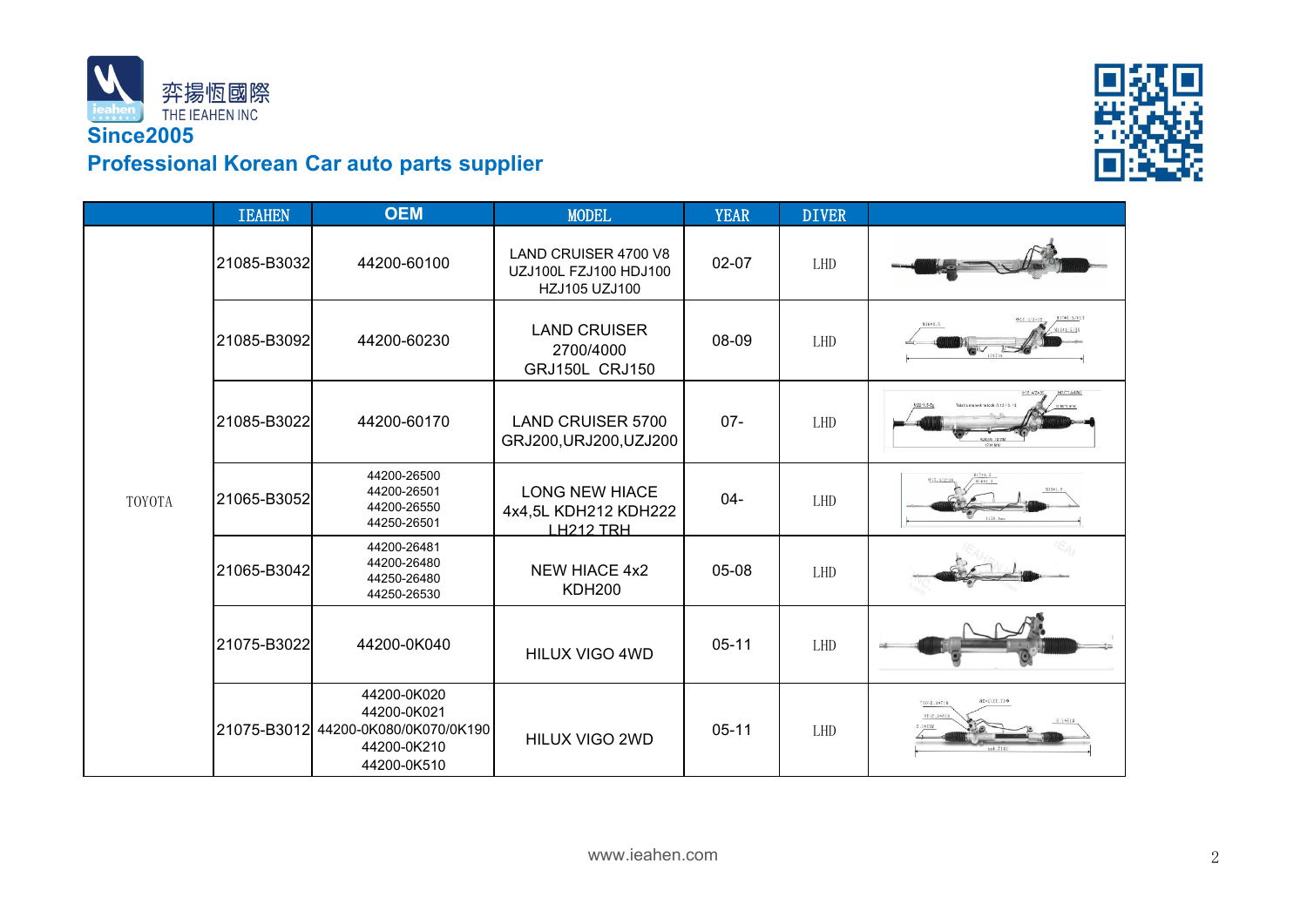弈揚恆國際
THE IEAHEN INC

**Since2005**

**Professional Korean Car auto parts supplier**

| | IEAHEN | OEM | MODEL | YEAR | DIVER | |
|---|---|---|---|---|---|---|
| TOYOTA | 21085-B3032 | 44200-60100 | LAND CRUISER 4700 V8 UZJ100L FZJ100 HDJ100 HZJ105 UZJ100 | 02-07 | LHD | |
| | 21085-B3092 | 44200-60230 | LAND CRUISER 2700/4000 GRJ150L CRJ150 | 08-09 | LHD | |
| | 21085-B3022 | 44200-60170 | LAND CRUISER 5700 GRJ200,URJ200,UZJ200 | 07- | LHD | |
| | 21065-B3052 | 44200-26500 44200-26501 44200-26550 44250-26501 | LONG NEW HIACE 4x4,5L KDH212 KDH222 LH212 TRH | 04- | LHD | |
| | 21065-B3042 | 44200-26481 44200-26480 44250-26480 44250-26530 | NEW HIACE 4x2 KDH200 | 05-08 | LHD | |
| | 21075-B3022 | 44200-0K040 | HILUX VIGO 4WD | 05-11 | LHD | |
| | 21075-B3012 | 44200-0K020 44200-0K021 44200-0K080/0K070/0K190 44200-0K210 44200-0K510 | HILUX VIGO 2WD | 05-11 | LHD | |

www.ieahen.com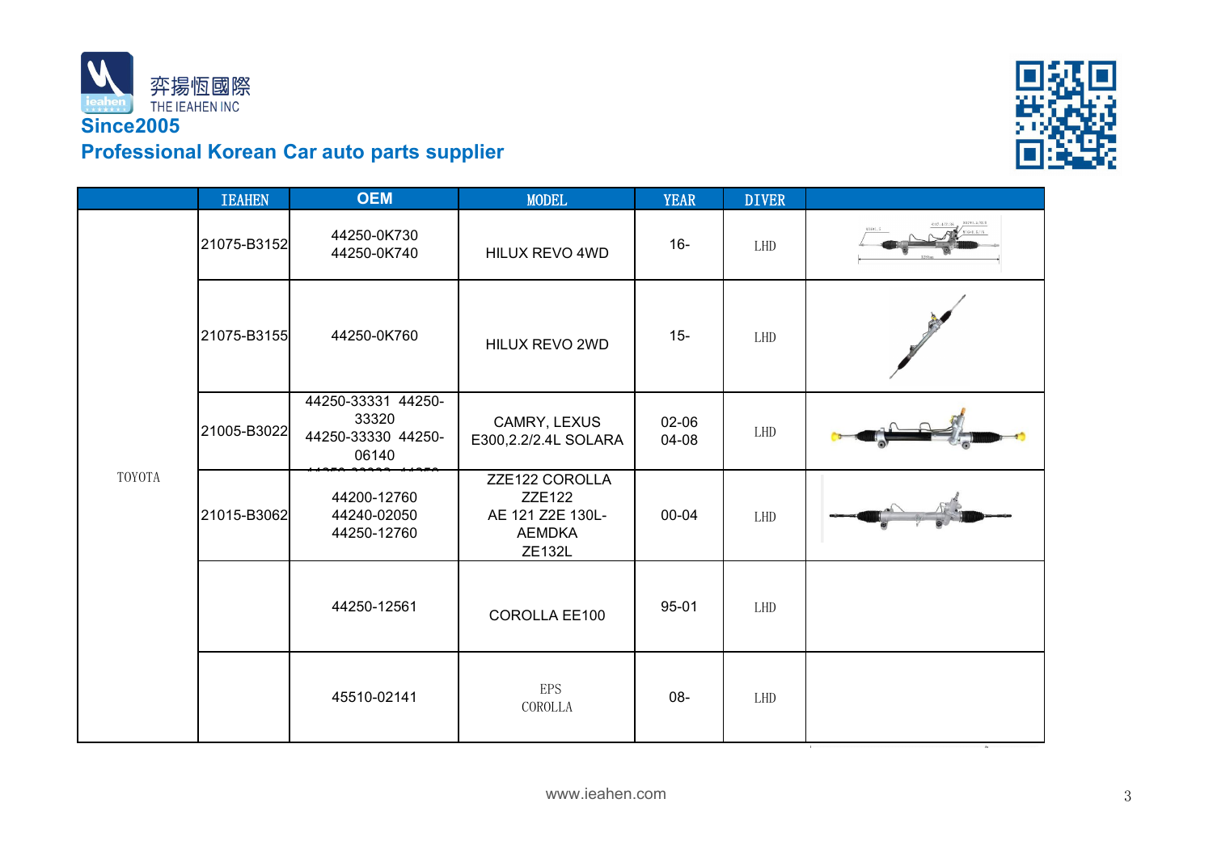弈揚恆國際
THE IEAHEN INC

**Since2005**

**Professional Korean Car auto parts supplier**

| | IEAHEN | OEM | MODEL | YEAR | DIVER | |
|---|---|---|---|---|---|---|
| TOYOTA | 21075-B3152 | 44250-0K730<br>44250-0K740 | HILUX REVO 4WD | 16- | LHD | |
| | 21075-B3155 | 44250-0K760 | HILUX REVO 2WD | 15- | LHD | |
| | 21005-B3022 | 44250-33331 44250-33320<br>44250-33330 44250-06140 | CAMRY, LEXUS E300,2.2/2.4L SOLARA | 02-06<br>04-08 | LHD | |
| | 21015-B3062 | 44200-12760<br>44240-02050<br>44250-12760 | ZZE122 COROLLA ZZE122<br>AE 121 Z2E 130L-AEMDKA<br>ZE132L | 00-04 | LHD | |
| | | 44250-12561 | COROLLA EE100 | 95-01 | LHD | |
| | | 45510-02141 | EPS<br>COROLLA | 08- | LHD | |

www.ieahen.com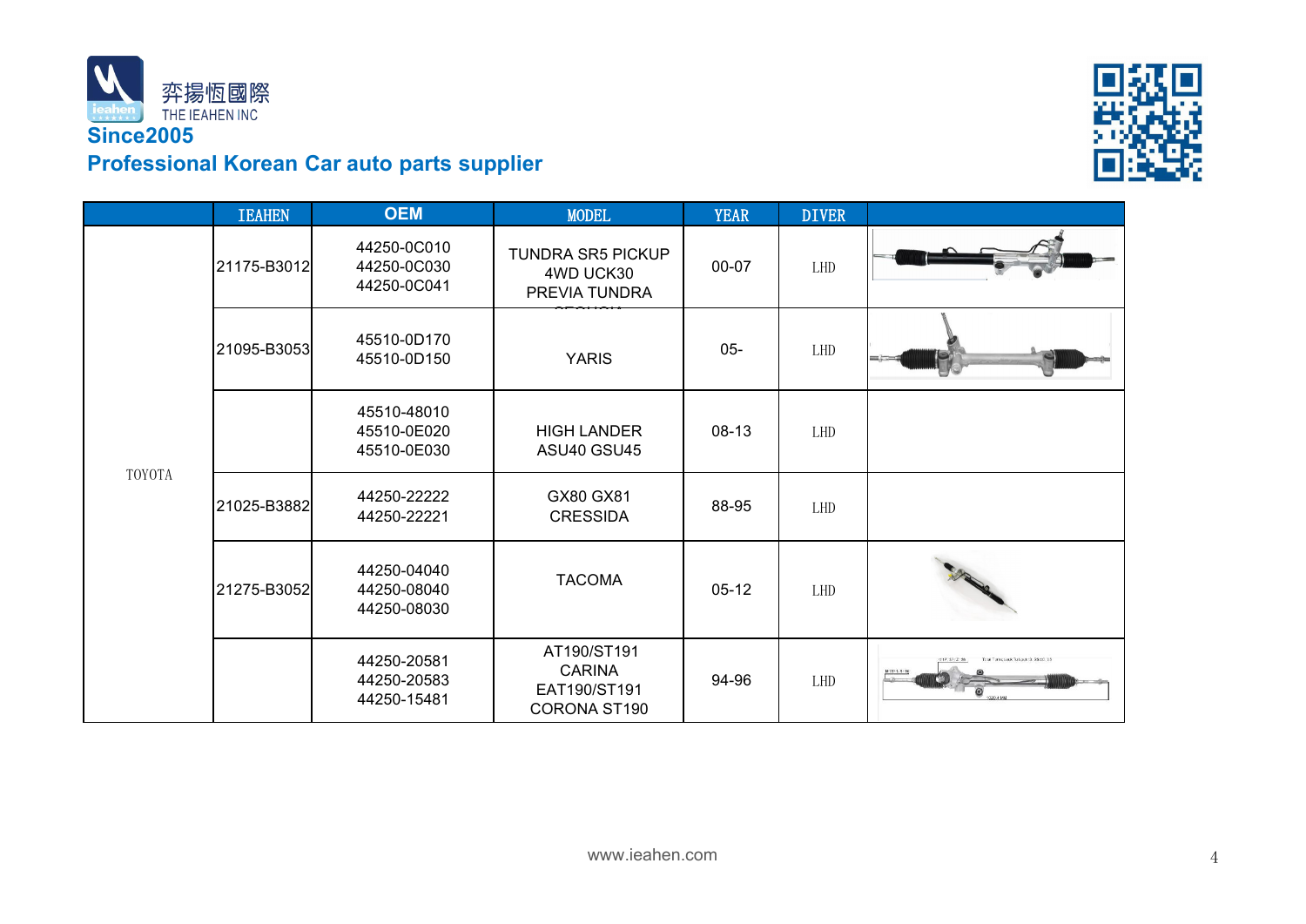弈揚恆國際
THE IEAHEN INC

**Since2005**

**Professional Korean Car auto parts supplier**

| | IEAHEN | OEM | MODEL | YEAR | DIVER | |
|---|---|---|---|---|---|---|
| TOYOTA | 21175-B3012 | 44250-0C010<br>44250-0C030<br>44250-0C041 | TUNDRA SR5 PICKUP 4WD UCK30<br>PREVIA TUNDRA SEQUOIA | 00-07 | LHD | |
| | 21095-B3053 | 45510-0D170<br>45510-0D150 | YARIS | 05- | LHD | |
| | | 45510-48010<br>45510-0E020<br>45510-0E030 | HIGH LANDER<br>ASU40 GSU45 | 08-13 | LHD | |
| | 21025-B3882 | 44250-22222<br>44250-22221 | GX80 GX81<br>CRESSIDA | 88-95 | LHD | |
| | 21275-B3052 | 44250-04040<br>44250-08040<br>44250-08030 | TACOMA | 05-12 | LHD | |
| | | 44250-20581<br>44250-20583<br>44250-15481 | AT190/ST191<br>CARINA<br>EAT190/ST191<br>CORONA ST190 | 94-96 | LHD | |

www.ieahen.com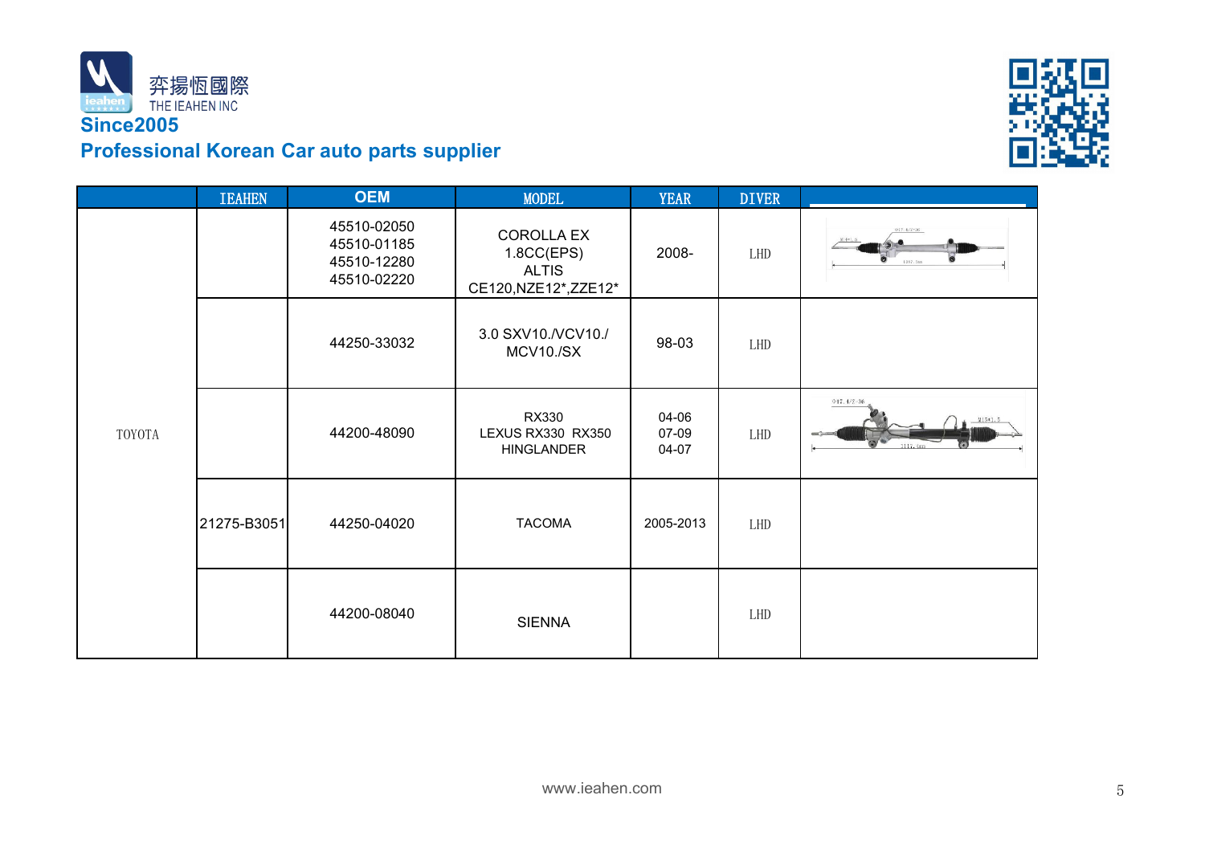弈揚恆國際
THE IEAHEN INC

**Since2005**

**Professional Korean Car auto parts supplier**

| | IEAHEN | OEM | MODEL | YEAR | DIVER | |
|---|---|---|---|---|---|---|
| TOYOTA | | 45510-02050<br>45510-01185<br>45510-12280<br>45510-02220 | COROLLA EX<br>1.8CC(EPS)<br>ALTIS<br>CE120,NZE12*,ZZE12* | 2008- | LHD | |
| | | 44250-33032 | 3.0 SXV10./VCV10./<br>MCV10./SX | 98-03 | LHD | |
| | | 44200-48090 | RX330<br>LEXUS RX330 RX350<br>HINGLANDER | 04-06<br>07-09<br>04-07 | LHD | |
| | 21275-B3051 | 44250-04020 | TACOMA | 2005-2013 | LHD | |
| | | 44200-08040 | SIENNA | | LHD | |

www.ieahen.com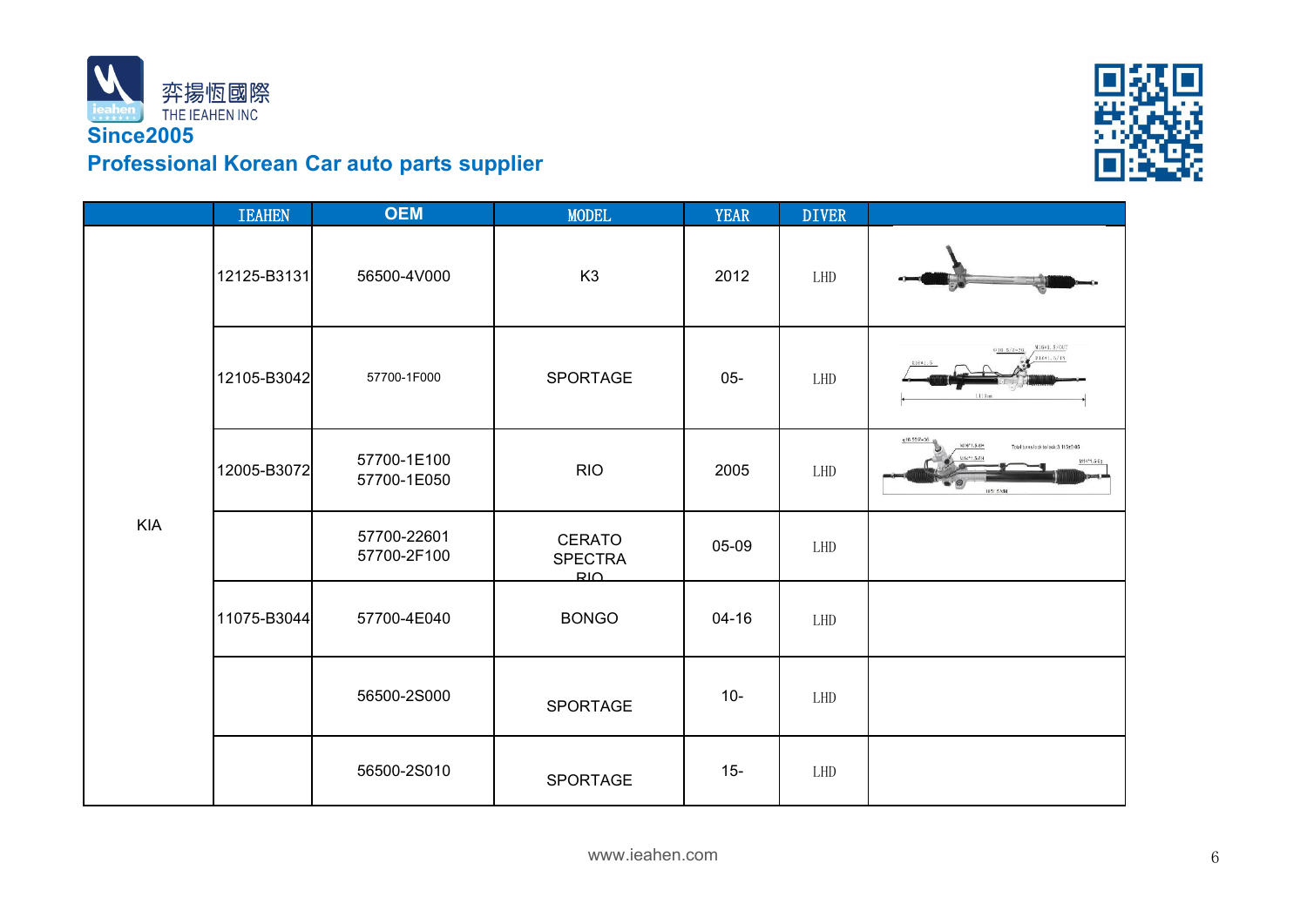弈揚恆國際
THE IEAHEN INC

**Since2005**

**Professional Korean Car auto parts supplier**

| | IEAHEN | OEM | MODEL | YEAR | DIVER | |
|---|---|---|---|---|---|---|
| KIA | 12125-B3131 | 56500-4V000 | K3 | 2012 | LHD | |
| | 12105-B3042 | 57700-1F000 | SPORTAGE | 05- | LHD | |
| | 12005-B3072 | 57700-1E100<br>57700-1E050 | RIO | 2005 | LHD | |
| | | 57700-22601<br>57700-2F100 | CERATO<br>SPECTRA<br>RIO | 05-09 | LHD | |
| | 11075-B3044 | 57700-4E040 | BONGO | 04-16 | LHD | |
| | | 56500-2S000 | SPORTAGE | 10- | LHD | |
| | | 56500-2S010 | SPORTAGE | 15- | LHD | |

www.ieahen.com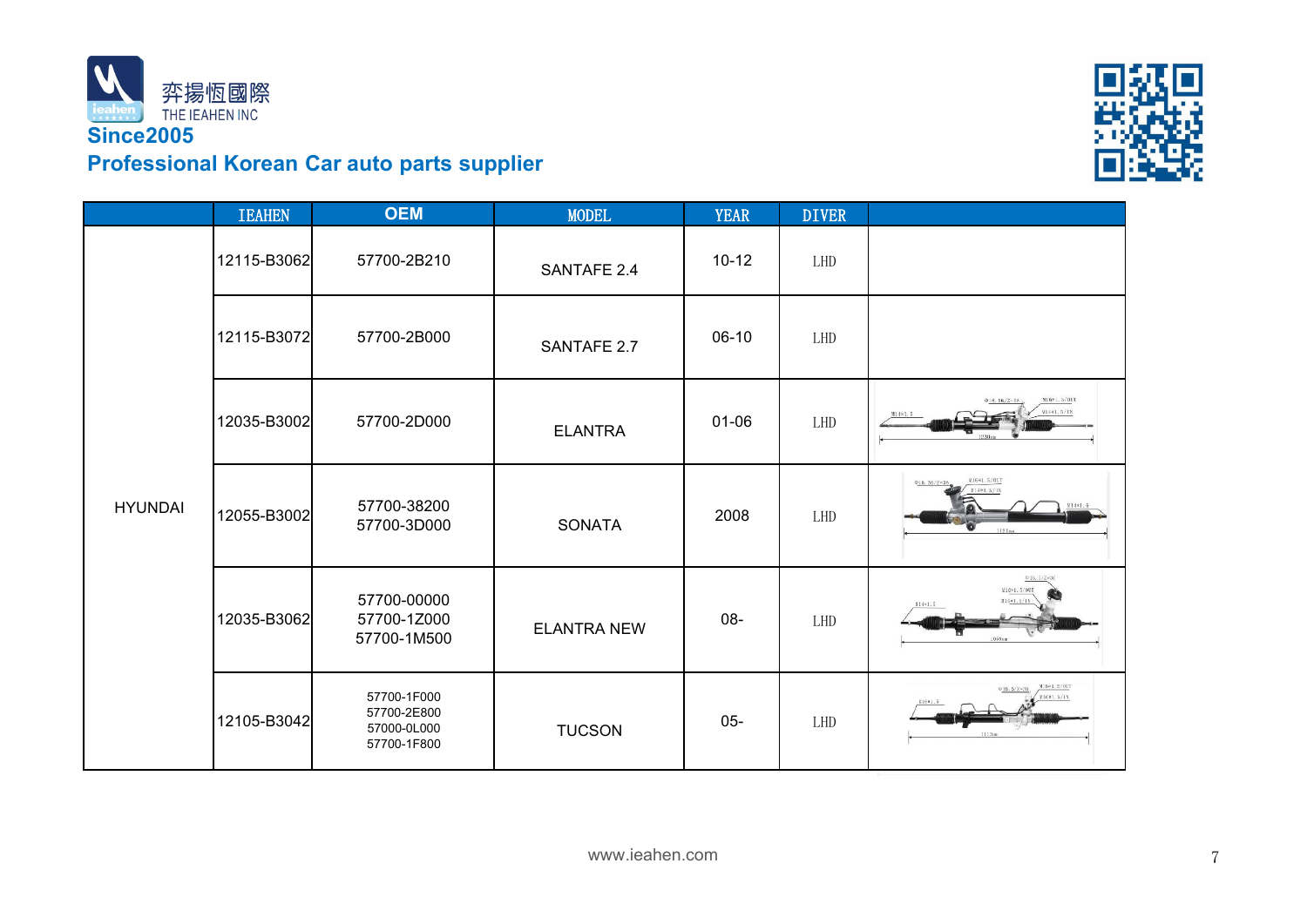弈揚恆國際
THE IEAHEN INC

**Since2005**

**Professional Korean Car auto parts supplier**

| | IEAHEN | OEM | MODEL | YEAR | DIVER | |
|---|---|---|---|---|---|---|
| HYUNDAI | 12115-B3062 | 57700-2B210 | SANTAFE 2.4 | 10-12 | LHD | |
| | 12115-B3072 | 57700-2B000 | SANTAFE 2.7 | 06-10 | LHD | |
| | 12035-B3002 | 57700-2D000 | ELANTRA | 01-06 | LHD | |
| | 12055-B3002 | 57700-38200<br>57700-3D000 | SONATA | 2008 | LHD | |
| | 12035-B3062 | 57700-00000<br>57700-1Z000<br>57700-1M500 | ELANTRA NEW | 08- | LHD | |
| | 12105-B3042 | 57700-1F000<br>57700-2E800<br>57000-0L000<br>57700-1F800 | TUCSON | 05- | LHD | |

www.ieahen.com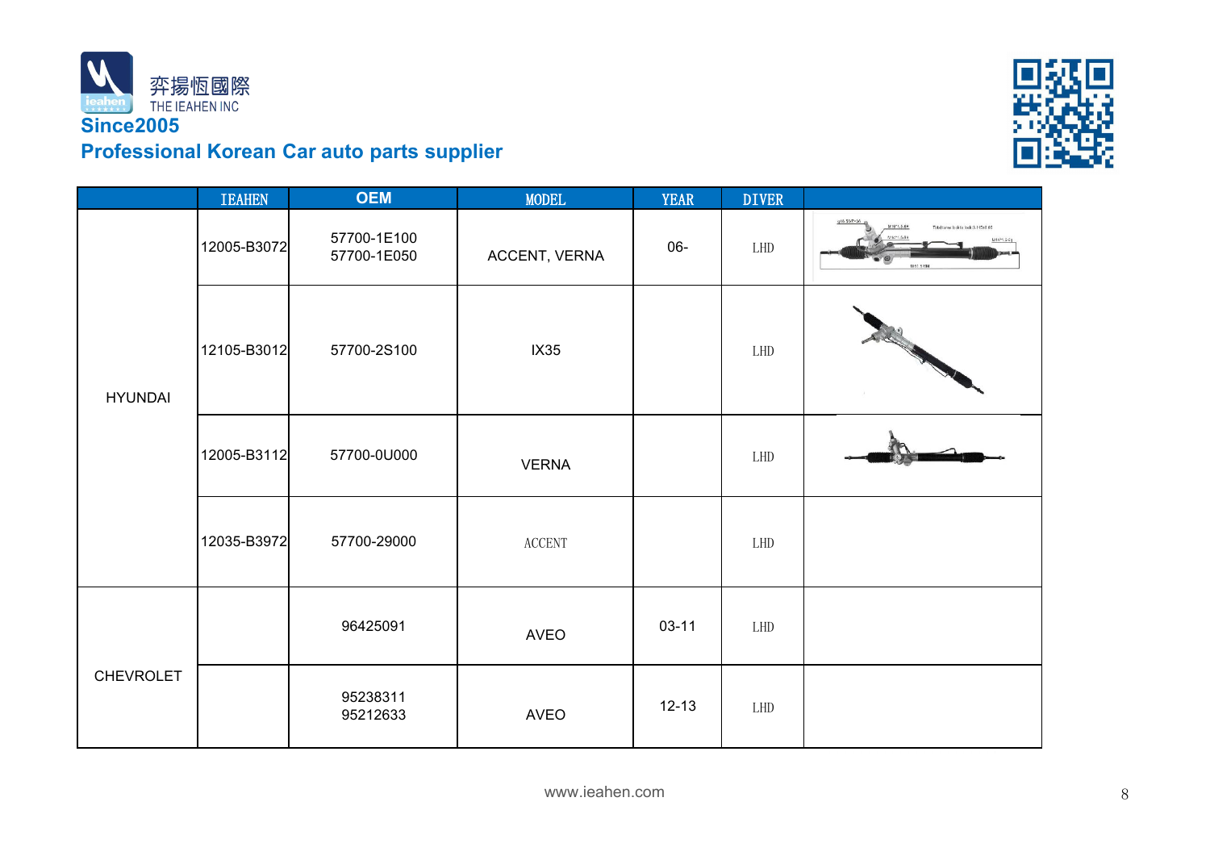弈揚恆國際
THE IEAHEN INC
**Since2005**
**Professional Korean Car auto parts supplier**

| | IEAHEN | OEM | MODEL | YEAR | DIVER | |
|---|---|---|---|---|---|---|
| HYUNDAI | 12005-B3072 | 57700-1E100<br>57700-1E050 | ACCENT, VERNA | 06- | LHD | |
| | 12105-B3012 | 57700-2S100 | IX35 | | LHD | |
| | 12005-B3112 | 57700-0U000 | VERNA | | LHD | |
| | 12035-B3972 | 57700-29000 | ACCENT | | LHD | |
| CHEVROLET | | 96425091 | AVEO | 03-11 | LHD | |
| | | 95238311<br>95212633 | AVEO | 12-13 | LHD | |

www.ieahen.com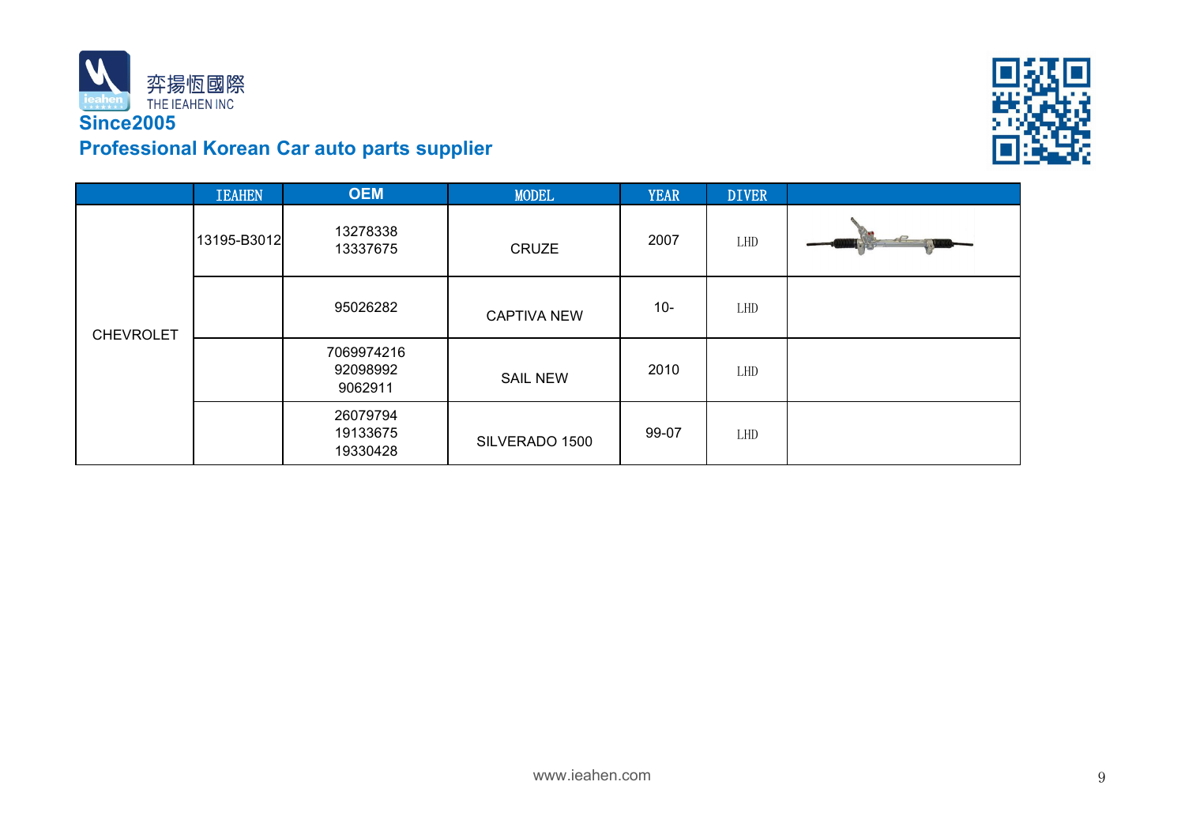弈揚恆國際
THE IEAHEN INC

**Since2005**

**Professional Korean Car auto parts supplier**

| | IEAHEN | OEM | MODEL | YEAR | DIVER | |
|---|---|---|---|---|---|---|
| CHEVROLET | 13195-B3012 | 13278338<br>13337675 | CRUZE | 2007 | LHD | |
| | | 95026282 | CAPTIVA NEW | 10- | LHD | |
| | | 7069974216<br>92098992<br>9062911 | SAIL NEW | 2010 | LHD | |
| | | 26079794<br>19133675<br>19330428 | SILVERADO 1500 | 99-07 | LHD | |

www.ieahen.com